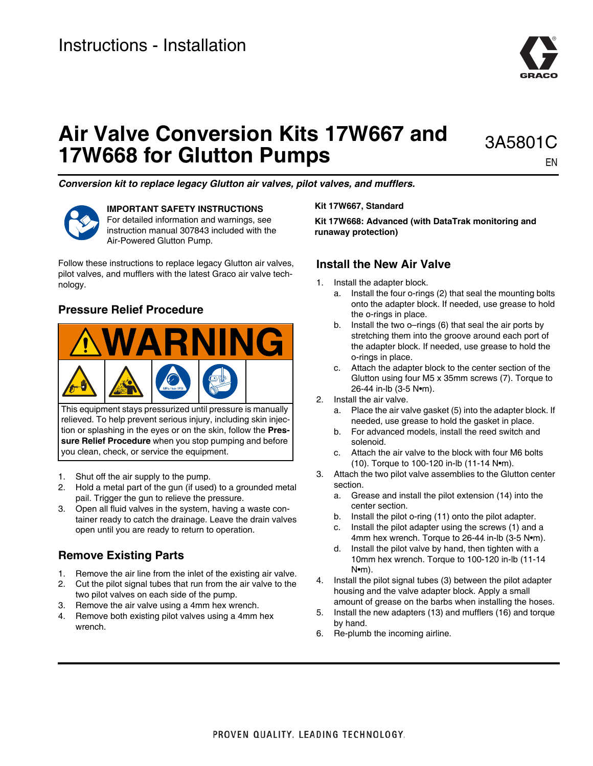Instructions - Installation

# Air Valve Conversion Kits 17W667 and 17W668 for Glutton Pumps

3A5801C

EN

***Conversion kit to replace legacy Glutton air valves, pilot valves, and mufflers.***

**IMPORTANT SAFETY INSTRUCTIONS**
For detailed information and warnings, see instruction manual 307843 included with the Air-Powered Glutton Pump.

Follow these instructions to replace legacy Glutton air valves, pilot valves, and mufflers with the latest Graco air valve technology.

## Pressure Relief Procedure

**WARNING**

This equipment stays pressurized until pressure is manually relieved. To help prevent serious injury, including skin injection or splashing in the eyes or on the skin, follow the **Pressure Relief Procedure** when you stop pumping and before you clean, check, or service the equipment.

1. Shut off the air supply to the pump.
2. Hold a metal part of the gun (if used) to a grounded metal pail. Trigger the gun to relieve the pressure.
3. Open all fluid valves in the system, having a waste container ready to catch the drainage. Leave the drain valves open until you are ready to return to operation.

## Remove Existing Parts

1. Remove the air line from the inlet of the existing air valve.
2. Cut the pilot signal tubes that run from the air valve to the two pilot valves on each side of the pump.
3. Remove the air valve using a 4mm hex wrench.
4. Remove both existing pilot valves using a 4mm hex wrench.

**Kit 17W667, Standard**

**Kit 17W668: Advanced (with DataTrak monitoring and runaway protection)**

## Install the New Air Valve

1. Install the adapter block.
   a. Install the four o-rings (2) that seal the mounting bolts onto the adapter block. If needed, use grease to hold the o-rings in place.
   b. Install the two o–rings (6) that seal the air ports by stretching them into the groove around each port of the adapter block. If needed, use grease to hold the o-rings in place.
   c. Attach the adapter block to the center section of the Glutton using four M5 x 35mm screws (7). Torque to 26-44 in-lb (3-5 N•m).
2. Install the air valve.
   a. Place the air valve gasket (5) into the adapter block. If needed, use grease to hold the gasket in place.
   b. For advanced models, install the reed switch and solenoid.
   c. Attach the air valve to the block with four M6 bolts (10). Torque to 100-120 in-lb (11-14 N•m).
3. Attach the two pilot valve assemblies to the Glutton center section.
   a. Grease and install the pilot extension (14) into the center section.
   b. Install the pilot o-ring (11) onto the pilot adapter.
   c. Install the pilot adapter using the screws (1) and a 4mm hex wrench. Torque to 26-44 in-lb (3-5 N•m).
   d. Install the pilot valve by hand, then tighten with a 10mm hex wrench. Torque to 100-120 in-lb (11-14 N•m).
4. Install the pilot signal tubes (3) between the pilot adapter housing and the valve adapter block. Apply a small amount of grease on the barbs when installing the hoses.
5. Install the new adapters (13) and mufflers (16) and torque by hand.
6. Re-plumb the incoming airline.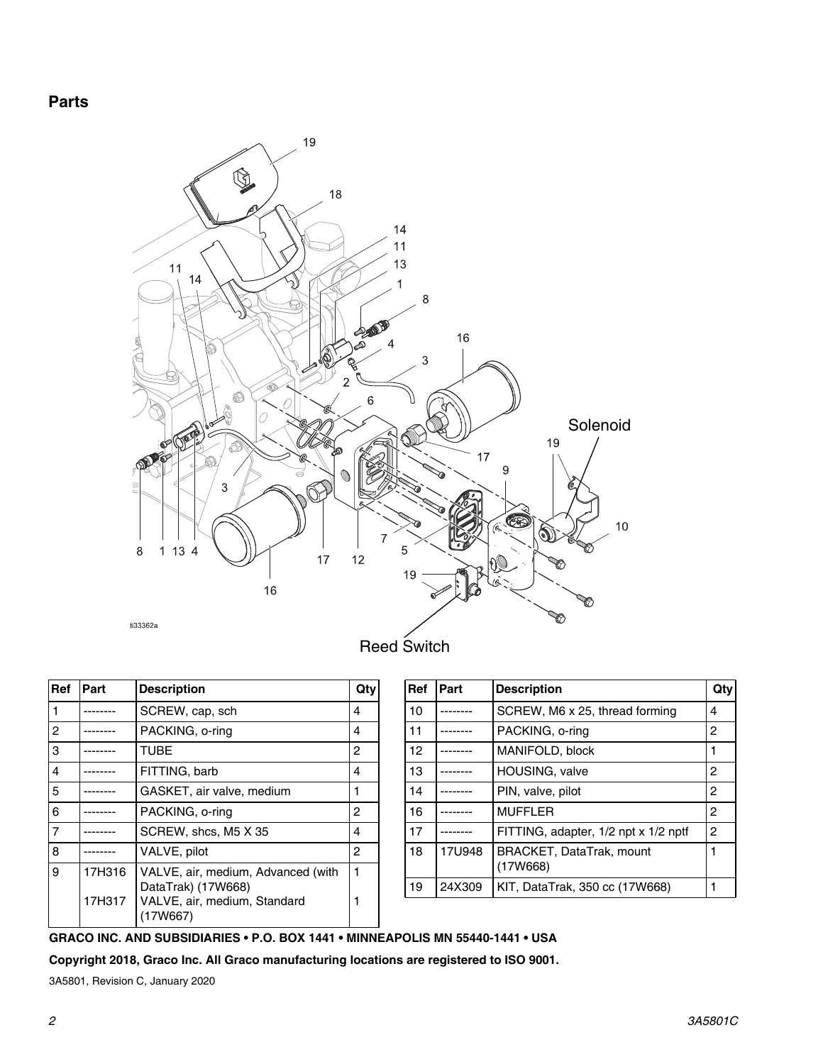## Parts

19

18

14

11

13

1

8

11

14

4

16

3

2

6

Solenoid

19

17

9

10

3

7

5

19

8 1 13 4

17 12

16

ti33362a

Reed Switch

| Ref | Part | Description | Qty |
|---|---|---|---|
| 1 | -------- | SCREW, cap, sch | 4 |
| 2 | -------- | PACKING, o-ring | 4 |
| 3 | -------- | TUBE | 2 |
| 4 | -------- | FITTING, barb | 4 |
| 5 | -------- | GASKET, air valve, medium | 1 |
| 6 | -------- | PACKING, o-ring | 2 |
| 7 | -------- | SCREW, shcs, M5 X 35 | 4 |
| 8 | -------- | VALVE, pilot | 2 |
| 9 | 17H316 | VALVE, air, medium, Advanced (with DataTrak) (17W668) | 1 |
| | 17H317 | VALVE, air, medium, Standard (17W667) | 1 |

| Ref | Part | Description | Qty |
|---|---|---|---|
| 10 | -------- | SCREW, M6 x 25, thread forming | 4 |
| 11 | -------- | PACKING, o-ring | 2 |
| 12 | -------- | MANIFOLD, block | 1 |
| 13 | -------- | HOUSING, valve | 2 |
| 14 | -------- | PIN, valve, pilot | 2 |
| 16 | -------- | MUFFLER | 2 |
| 17 | -------- | FITTING, adapter, 1/2 npt x 1/2 nptf | 2 |
| 18 | 17U948 | BRACKET, DataTrak, mount (17W668) | 1 |
| 19 | 24X309 | KIT, DataTrak, 350 cc (17W668) | 1 |

**GRACO INC. AND SUBSIDIARIES • P.O. BOX 1441 • MINNEAPOLIS MN 55440-1441 • USA**

**Copyright 2018, Graco Inc. All Graco manufacturing locations are registered to ISO 9001.**

3A5801, Revision C, January 2020